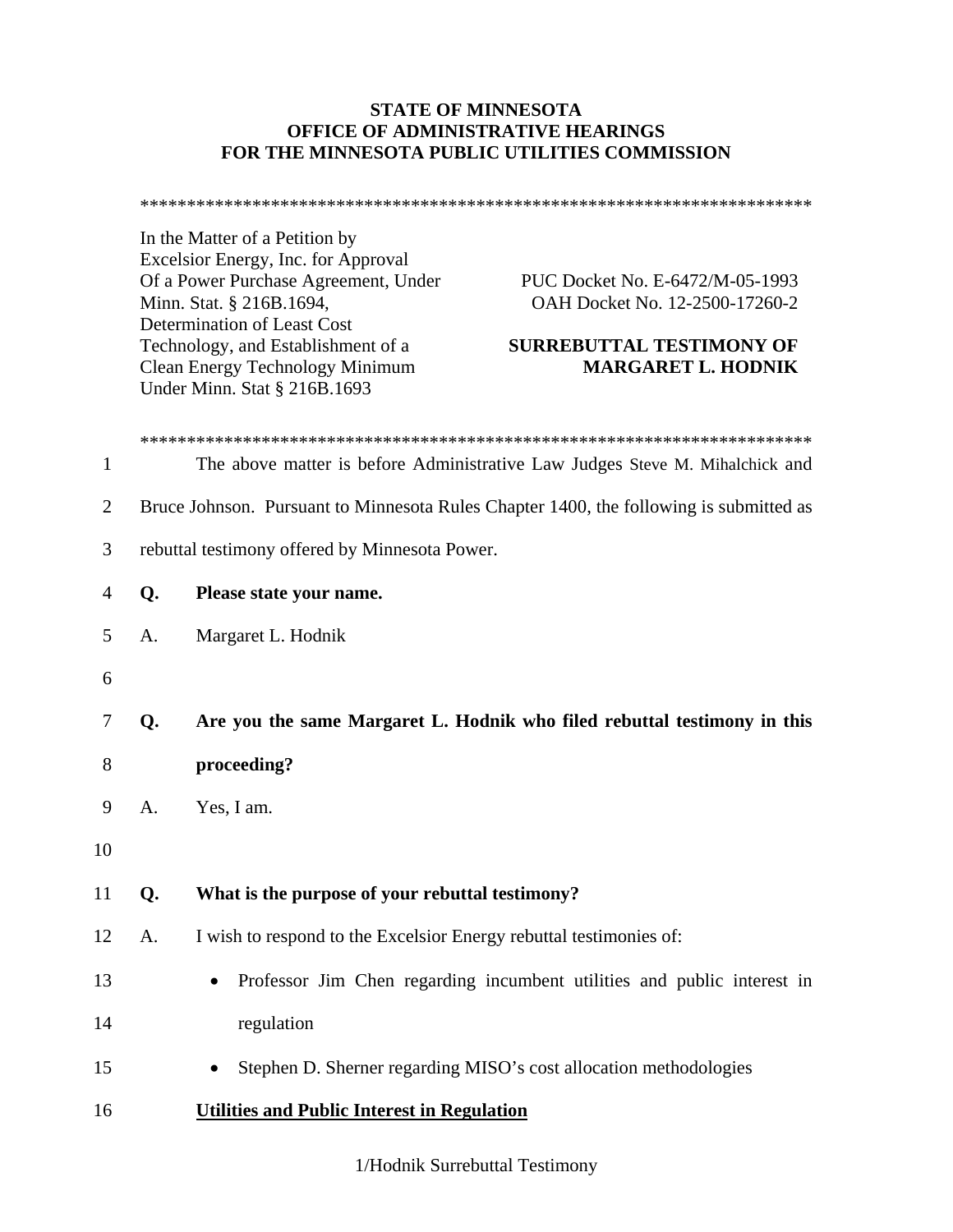**STATE OF MINNESOTA**
**OFFICE OF ADMINISTRATIVE HEARINGS**
**FOR THE MINNESOTA PUBLIC UTILITIES COMMISSION**

************************************************************************

| | |
|---|---|
| In the Matter of a Petition by Excelsior Energy, Inc. for Approval Of a Power Purchase Agreement, Under Minn. Stat. § 216B.1694, Determination of Least Cost Technology, and Establishment of a Clean Energy Technology Minimum Under Minn. Stat § 216B.1693 | PUC Docket No. E-6472/M-05-1993<br>OAH Docket No. 12-2500-17260-2<br><br>**SURREBUTTAL TESTIMONY OF MARGARET L. HODNIK** |

************************************************************************

1 The above matter is before Administrative Law Judges Steve M. Mihalchick and
2 Bruce Johnson. Pursuant to Minnesota Rules Chapter 1400, the following is submitted as
3 rebuttal testimony offered by Minnesota Power.

4 **Q. Please state your name.**

5 A. Margaret L. Hodnik

6

7 **Q. Are you the same Margaret L. Hodnik who filed rebuttal testimony in this**
8 **proceeding?**

9 A. Yes, I am.

10

11 **Q. What is the purpose of your rebuttal testimony?**

12 A. I wish to respond to the Excelsior Energy rebuttal testimonies of:

13 - Professor Jim Chen regarding incumbent utilities and public interest in
14 regulation
15 - Stephen D. Sherner regarding MISO's cost allocation methodologies

16 **Utilities and Public Interest in Regulation**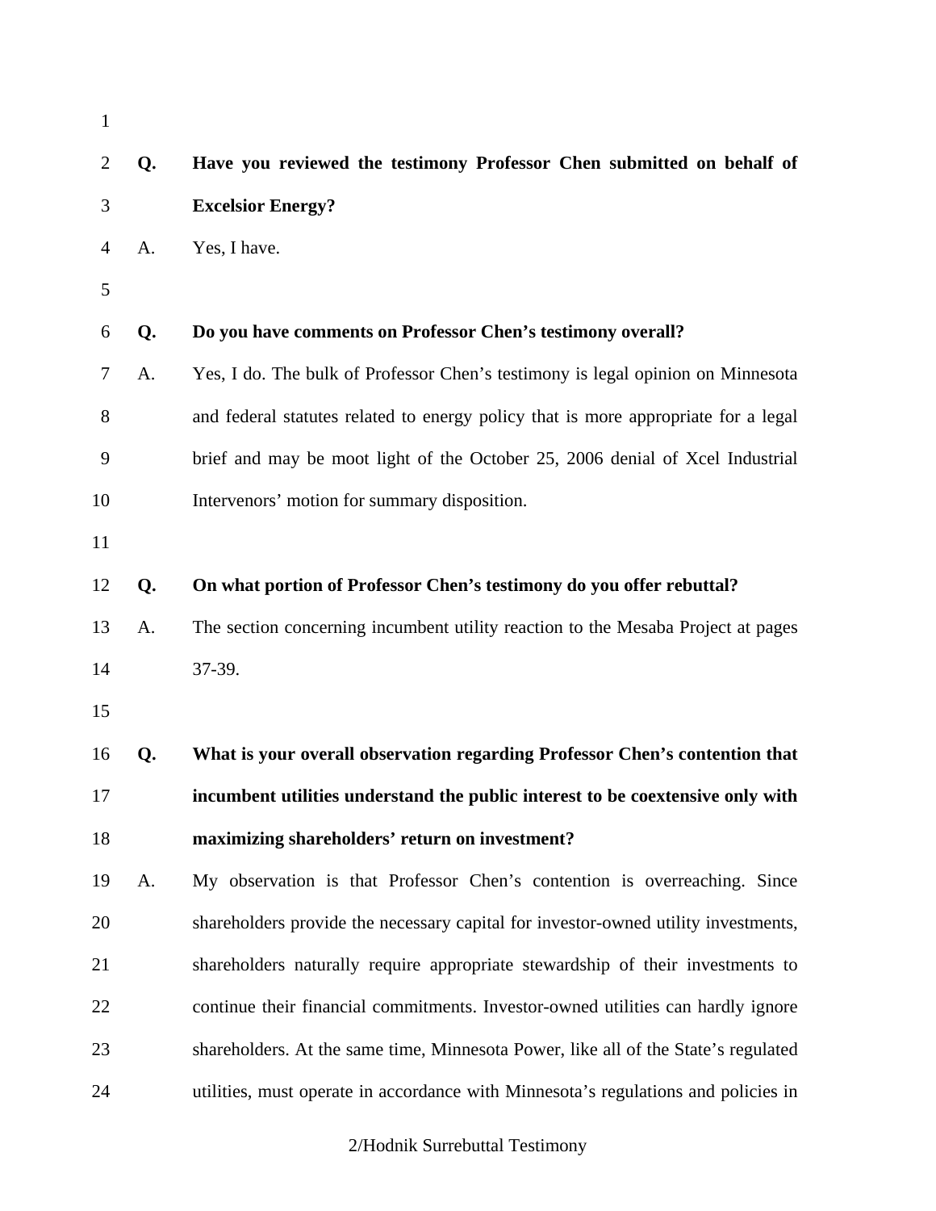**Q. Have you reviewed the testimony Professor Chen submitted on behalf of Excelsior Energy?**

A. Yes, I have.

**Q. Do you have comments on Professor Chen's testimony overall?**

A. Yes, I do. The bulk of Professor Chen's testimony is legal opinion on Minnesota and federal statutes related to energy policy that is more appropriate for a legal brief and may be moot light of the October 25, 2006 denial of Xcel Industrial Intervenors' motion for summary disposition.

**Q. On what portion of Professor Chen's testimony do you offer rebuttal?**

A. The section concerning incumbent utility reaction to the Mesaba Project at pages 37-39.

**Q. What is your overall observation regarding Professor Chen's contention that incumbent utilities understand the public interest to be coextensive only with maximizing shareholders' return on investment?**

A. My observation is that Professor Chen's contention is overreaching. Since shareholders provide the necessary capital for investor-owned utility investments, shareholders naturally require appropriate stewardship of their investments to continue their financial commitments. Investor-owned utilities can hardly ignore shareholders. At the same time, Minnesota Power, like all of the State's regulated utilities, must operate in accordance with Minnesota's regulations and policies in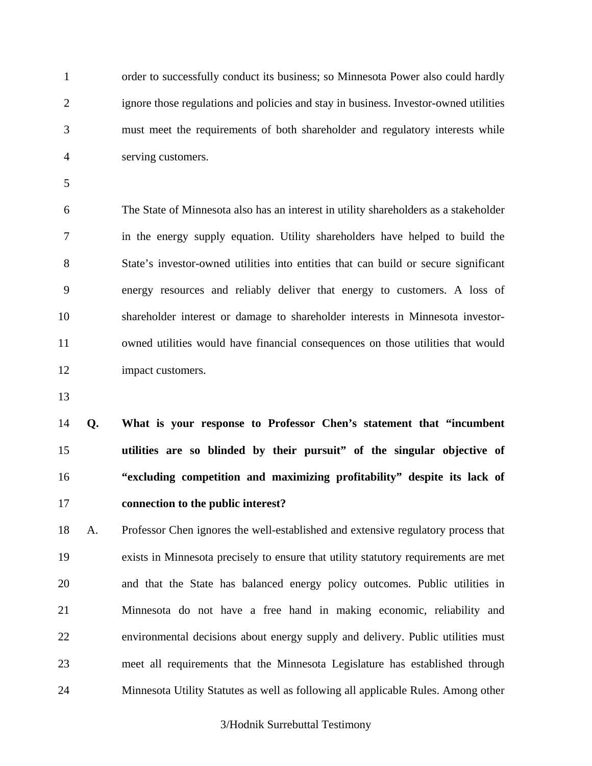order to successfully conduct its business; so Minnesota Power also could hardly ignore those regulations and policies and stay in business. Investor-owned utilities must meet the requirements of both shareholder and regulatory interests while serving customers.

The State of Minnesota also has an interest in utility shareholders as a stakeholder in the energy supply equation. Utility shareholders have helped to build the State's investor-owned utilities into entities that can build or secure significant energy resources and reliably deliver that energy to customers. A loss of shareholder interest or damage to shareholder interests in Minnesota investor-owned utilities would have financial consequences on those utilities that would impact customers.

**Q. What is your response to Professor Chen's statement that "incumbent utilities are so blinded by their pursuit" of the singular objective of "excluding competition and maximizing profitability" despite its lack of connection to the public interest?**

A. Professor Chen ignores the well-established and extensive regulatory process that exists in Minnesota precisely to ensure that utility statutory requirements are met and that the State has balanced energy policy outcomes. Public utilities in Minnesota do not have a free hand in making economic, reliability and environmental decisions about energy supply and delivery. Public utilities must meet all requirements that the Minnesota Legislature has established through Minnesota Utility Statutes as well as following all applicable Rules. Among other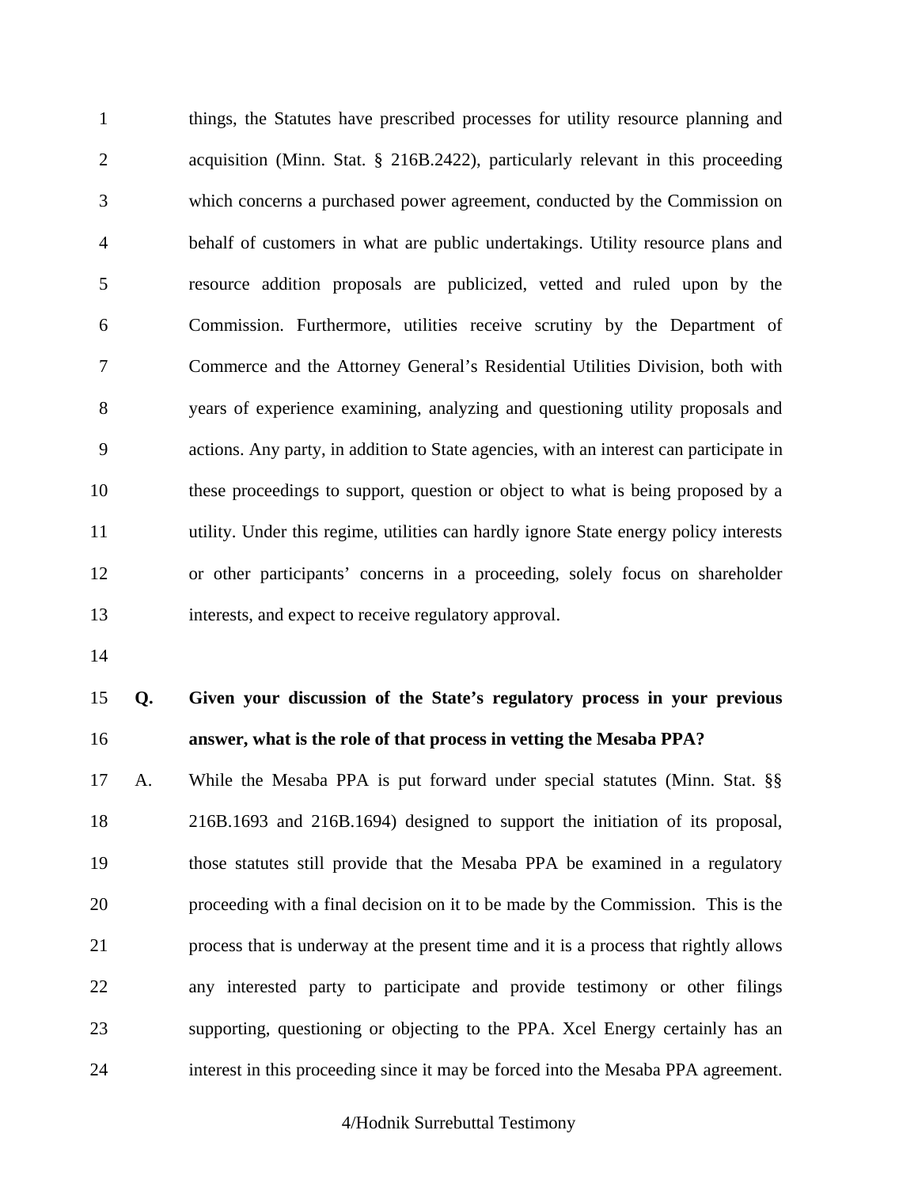things, the Statutes have prescribed processes for utility resource planning and acquisition (Minn. Stat. § 216B.2422), particularly relevant in this proceeding which concerns a purchased power agreement, conducted by the Commission on behalf of customers in what are public undertakings. Utility resource plans and resource addition proposals are publicized, vetted and ruled upon by the Commission. Furthermore, utilities receive scrutiny by the Department of Commerce and the Attorney General's Residential Utilities Division, both with years of experience examining, analyzing and questioning utility proposals and actions. Any party, in addition to State agencies, with an interest can participate in these proceedings to support, question or object to what is being proposed by a utility. Under this regime, utilities can hardly ignore State energy policy interests or other participants' concerns in a proceeding, solely focus on shareholder interests, and expect to receive regulatory approval.

**Q. Given your discussion of the State's regulatory process in your previous answer, what is the role of that process in vetting the Mesaba PPA?**

A. While the Mesaba PPA is put forward under special statutes (Minn. Stat. §§ 216B.1693 and 216B.1694) designed to support the initiation of its proposal, those statutes still provide that the Mesaba PPA be examined in a regulatory proceeding with a final decision on it to be made by the Commission. This is the process that is underway at the present time and it is a process that rightly allows any interested party to participate and provide testimony or other filings supporting, questioning or objecting to the PPA. Xcel Energy certainly has an interest in this proceeding since it may be forced into the Mesaba PPA agreement.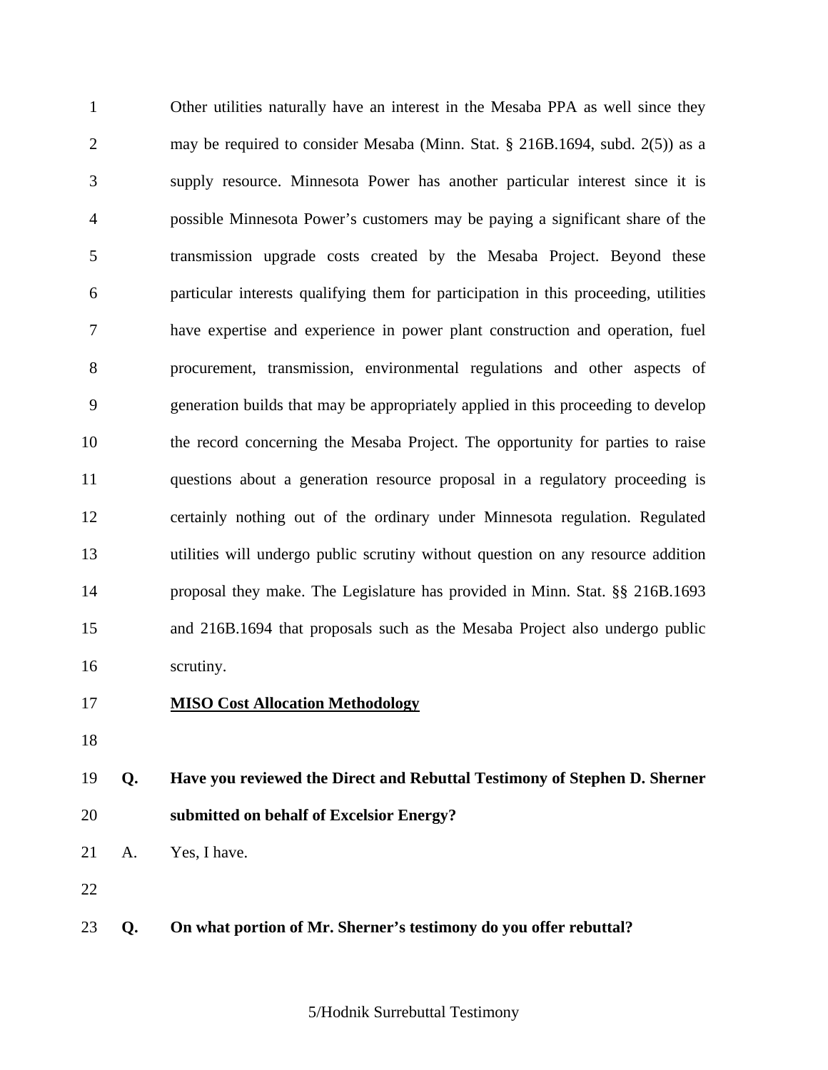Other utilities naturally have an interest in the Mesaba PPA as well since they may be required to consider Mesaba (Minn. Stat. § 216B.1694, subd. 2(5)) as a supply resource. Minnesota Power has another particular interest since it is possible Minnesota Power's customers may be paying a significant share of the transmission upgrade costs created by the Mesaba Project. Beyond these particular interests qualifying them for participation in this proceeding, utilities have expertise and experience in power plant construction and operation, fuel procurement, transmission, environmental regulations and other aspects of generation builds that may be appropriately applied in this proceeding to develop the record concerning the Mesaba Project. The opportunity for parties to raise questions about a generation resource proposal in a regulatory proceeding is certainly nothing out of the ordinary under Minnesota regulation. Regulated utilities will undergo public scrutiny without question on any resource addition proposal they make. The Legislature has provided in Minn. Stat. §§ 216B.1693 and 216B.1694 that proposals such as the Mesaba Project also undergo public scrutiny.

**MISO Cost Allocation Methodology**

**Q. Have you reviewed the Direct and Rebuttal Testimony of Stephen D. Sherner submitted on behalf of Excelsior Energy?**

A. Yes, I have.

**Q. On what portion of Mr. Sherner's testimony do you offer rebuttal?**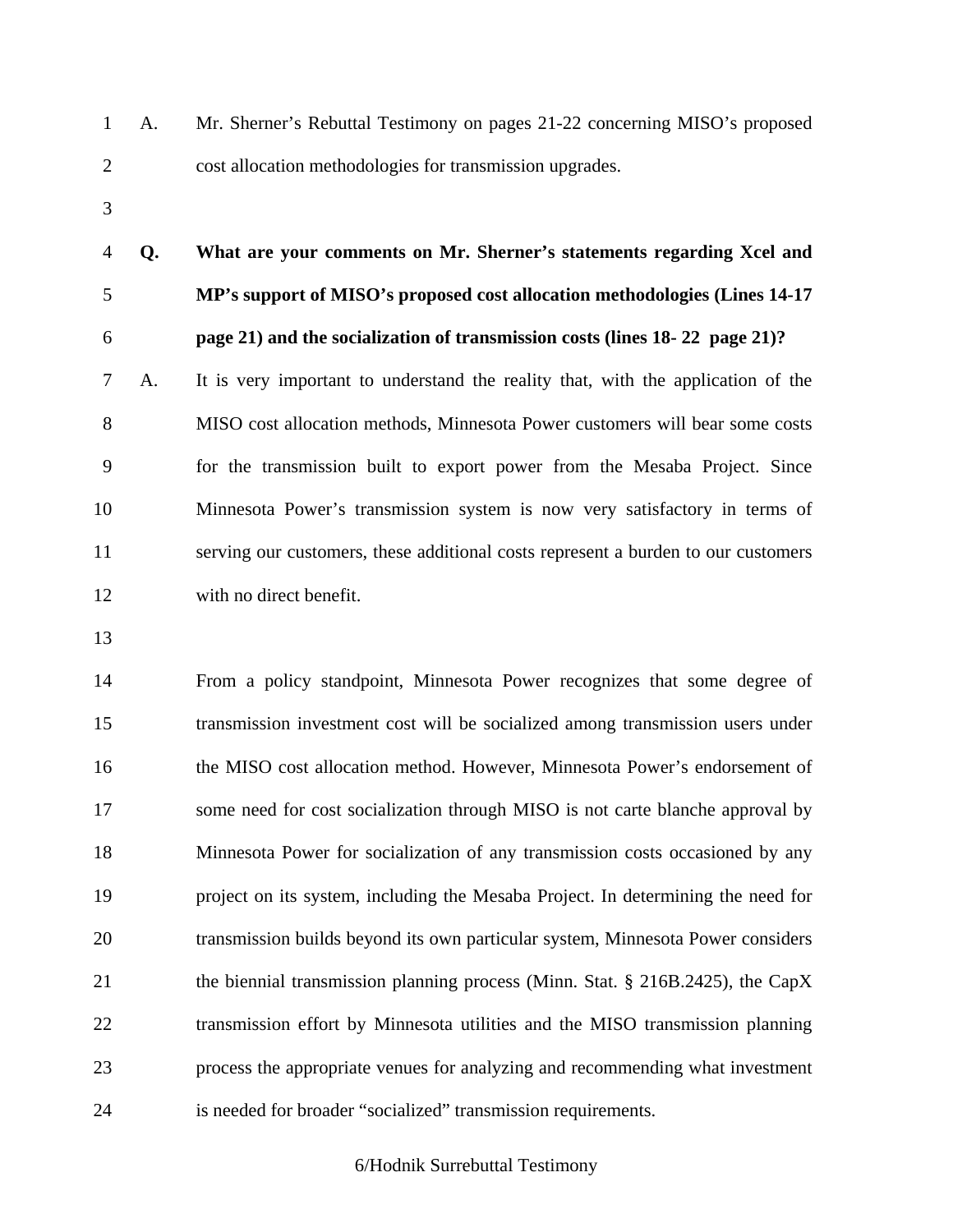A. Mr. Sherner's Rebuttal Testimony on pages 21-22 concerning MISO's proposed cost allocation methodologies for transmission upgrades.

**Q. What are your comments on Mr. Sherner's statements regarding Xcel and MP's support of MISO's proposed cost allocation methodologies (Lines 14-17 page 21) and the socialization of transmission costs (lines 18- 22 page 21)?**

A. It is very important to understand the reality that, with the application of the MISO cost allocation methods, Minnesota Power customers will bear some costs for the transmission built to export power from the Mesaba Project. Since Minnesota Power's transmission system is now very satisfactory in terms of serving our customers, these additional costs represent a burden to our customers with no direct benefit.

From a policy standpoint, Minnesota Power recognizes that some degree of transmission investment cost will be socialized among transmission users under the MISO cost allocation method. However, Minnesota Power's endorsement of some need for cost socialization through MISO is not carte blanche approval by Minnesota Power for socialization of any transmission costs occasioned by any project on its system, including the Mesaba Project. In determining the need for transmission builds beyond its own particular system, Minnesota Power considers the biennial transmission planning process (Minn. Stat. § 216B.2425), the CapX transmission effort by Minnesota utilities and the MISO transmission planning process the appropriate venues for analyzing and recommending what investment is needed for broader "socialized" transmission requirements.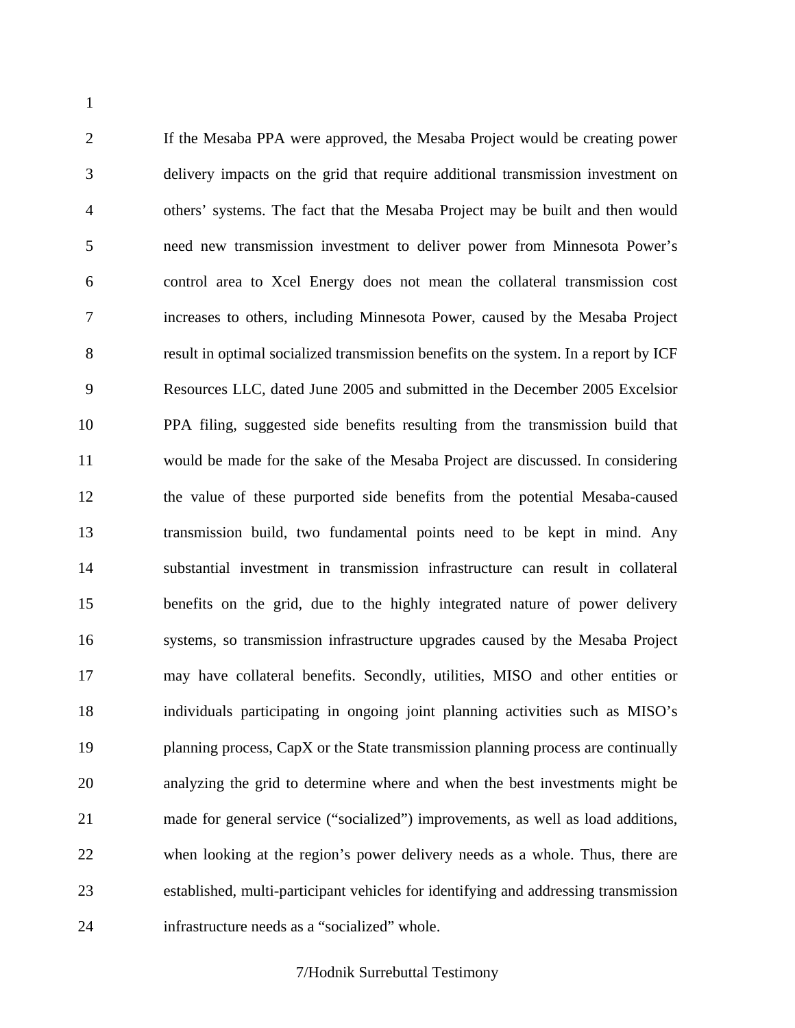If the Mesaba PPA were approved, the Mesaba Project would be creating power delivery impacts on the grid that require additional transmission investment on others' systems. The fact that the Mesaba Project may be built and then would need new transmission investment to deliver power from Minnesota Power's control area to Xcel Energy does not mean the collateral transmission cost increases to others, including Minnesota Power, caused by the Mesaba Project result in optimal socialized transmission benefits on the system. In a report by ICF Resources LLC, dated June 2005 and submitted in the December 2005 Excelsior PPA filing, suggested side benefits resulting from the transmission build that would be made for the sake of the Mesaba Project are discussed. In considering the value of these purported side benefits from the potential Mesaba-caused transmission build, two fundamental points need to be kept in mind. Any substantial investment in transmission infrastructure can result in collateral benefits on the grid, due to the highly integrated nature of power delivery systems, so transmission infrastructure upgrades caused by the Mesaba Project may have collateral benefits. Secondly, utilities, MISO and other entities or individuals participating in ongoing joint planning activities such as MISO's planning process, CapX or the State transmission planning process are continually analyzing the grid to determine where and when the best investments might be made for general service ("socialized") improvements, as well as load additions, when looking at the region's power delivery needs as a whole. Thus, there are established, multi-participant vehicles for identifying and addressing transmission infrastructure needs as a "socialized" whole.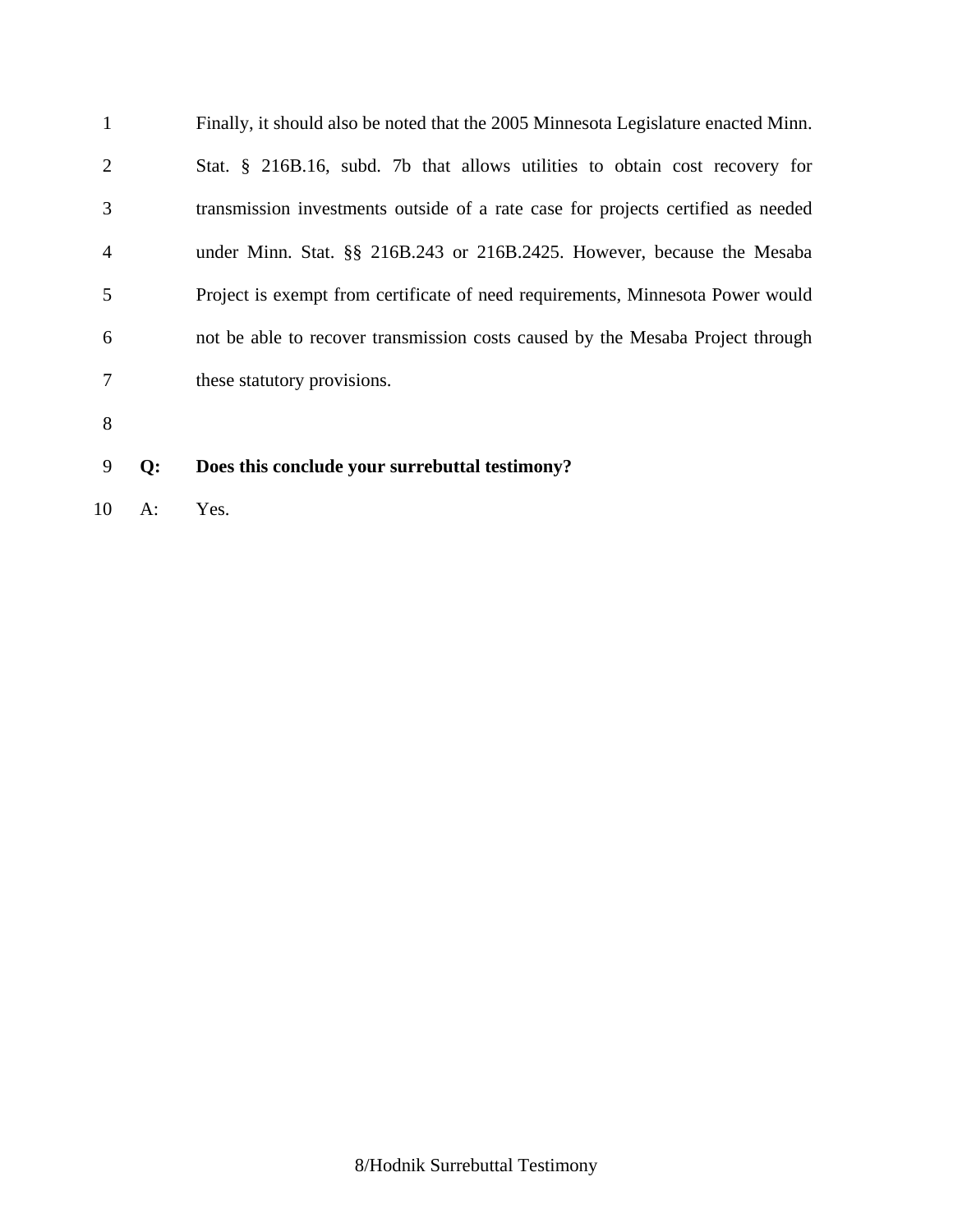Finally, it should also be noted that the 2005 Minnesota Legislature enacted Minn. Stat. § 216B.16, subd. 7b that allows utilities to obtain cost recovery for transmission investments outside of a rate case for projects certified as needed under Minn. Stat. §§ 216B.243 or 216B.2425. However, because the Mesaba Project is exempt from certificate of need requirements, Minnesota Power would not be able to recover transmission costs caused by the Mesaba Project through these statutory provisions.

**Q: Does this conclude your surrebuttal testimony?**

A: Yes.